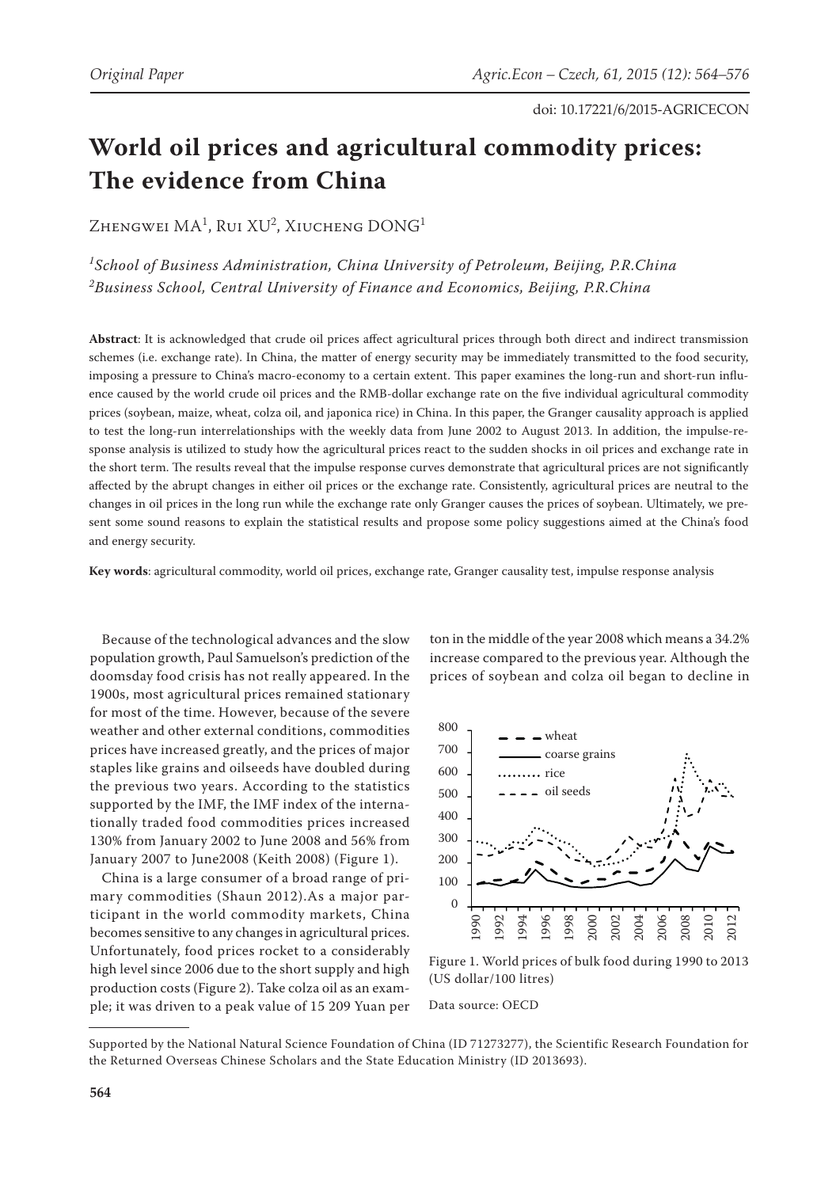doi: 10.17221/6/2015-AGRICECON

# World oil prices and agricultural commodity prices: The evidence from China

Zhengwei MA[1], Rui XU[2], Xiucheng DONG[1]

[1]*School of Business Administration, China University of Petroleum, Beijing, P.R.China*
[2]*Business School, Central University of Finance and Economics, Beijing, P.R.China*

**Abstract**: It is acknowledged that crude oil prices affect agricultural prices through both direct and indirect transmission schemes (i.e. exchange rate). In China, the matter of energy security may be immediately transmitted to the food security, imposing a pressure to China's macro-economy to a certain extent. This paper examines the long-run and short-run influence caused by the world crude oil prices and the RMB-dollar exchange rate on the five individual agricultural commodity prices (soybean, maize, wheat, colza oil, and japonica rice) in China. In this paper, the Granger causality approach is applied to test the long-run interrelationships with the weekly data from June 2002 to August 2013. In addition, the impulse-response analysis is utilized to study how the agricultural prices react to the sudden shocks in oil prices and exchange rate in the short term. The results reveal that the impulse response curves demonstrate that agricultural prices are not significantly affected by the abrupt changes in either oil prices or the exchange rate. Consistently, agricultural prices are neutral to the changes in oil prices in the long run while the exchange rate only Granger causes the prices of soybean. Ultimately, we present some sound reasons to explain the statistical results and propose some policy suggestions aimed at the China's food and energy security.

**Key words**: agricultural commodity, world oil prices, exchange rate, Granger causality test, impulse response analysis

Because of the technological advances and the slow population growth, Paul Samuelson's prediction of the doomsday food crisis has not really appeared. In the 1900s, most agricultural prices remained stationary for most of the time. However, because of the severe weather and other external conditions, commodities prices have increased greatly, and the prices of major staples like grains and oilseeds have doubled during the previous two years. According to the statistics supported by the IMF, the IMF index of the internationally traded food commodities prices increased 130% from January 2002 to June 2008 and 56% from January 2007 to June2008 (Keith 2008) (Figure 1).

China is a large consumer of a broad range of primary commodities (Shaun 2012).As a major participant in the world commodity markets, China becomes sensitive to any changes in agricultural prices. Unfortunately, food prices rocket to a considerably high level since 2006 due to the short supply and high production costs (Figure 2). Take colza oil as an example; it was driven to a peak value of 15 209 Yuan per ton in the middle of the year 2008 which means a 34.2% increase compared to the previous year. Although the prices of soybean and colza oil began to decline in

800
700
600
500
400
300
200
100
0

wheat
coarse grains
rice
oil seeds

1990 1992 1994 1996 1998 2000 2002 2004 2006 2008 2010 2012

Figure 1. World prices of bulk food during 1990 to 2013 (US dollar/100 litres)

Data source: OECD

Supported by the National Natural Science Foundation of China (ID 71273277), the Scientific Research Foundation for the Returned Overseas Chinese Scholars and the State Education Ministry (ID 2013693).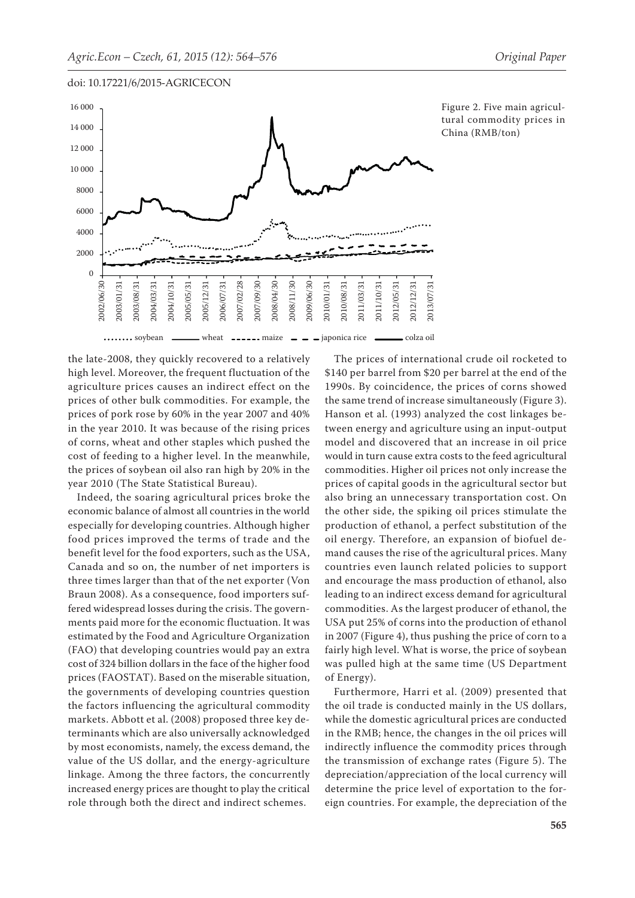16 000
14 000
12 000
10 000
8000
6000
4000
2000
0

2002/06/30
2003/01/31
2003/08/31
2004/03/31
2004/10/31
2005/05/31
2005/12/31
2006/07/31
2007/02/28
2007/09/30
2008/04/30
2008/11/30
2009/06/30
2010/01/31
2010/08/31
2011/03/31
2011/10/31
2012/05/31
2012/12/31
2013/07/31

soybean  wheat  maize  japonica rice  colza oil

Figure 2. Five main agricultural commodity prices in China (RMB/ton)

the late-2008, they quickly recovered to a relatively high level. Moreover, the frequent fluctuation of the agriculture prices causes an indirect effect on the prices of other bulk commodities. For example, the prices of pork rose by 60% in the year 2007 and 40% in the year 2010. It was because of the rising prices of corns, wheat and other staples which pushed the cost of feeding to a higher level. In the meanwhile, the prices of soybean oil also ran high by 20% in the year 2010 (The State Statistical Bureau).

Indeed, the soaring agricultural prices broke the economic balance of almost all countries in the world especially for developing countries. Although higher food prices improved the terms of trade and the benefit level for the food exporters, such as the USA, Canada and so on, the number of net importers is three times larger than that of the net exporter (Von Braun 2008). As a consequence, food importers suffered widespread losses during the crisis. The governments paid more for the economic fluctuation. It was estimated by the Food and Agriculture Organization (FAO) that developing countries would pay an extra cost of 324 billion dollars in the face of the higher food prices (FAOSTAT). Based on the miserable situation, the governments of developing countries question the factors influencing the agricultural commodity markets. Abbott et al. (2008) proposed three key determinants which are also universally acknowledged by most economists, namely, the excess demand, the value of the US dollar, and the energy-agriculture linkage. Among the three factors, the concurrently increased energy prices are thought to play the critical role through both the direct and indirect schemes.

The prices of international crude oil rocketed to \$140 per barrel from \$20 per barrel at the end of the 1990s. By coincidence, the prices of corns showed the same trend of increase simultaneously (Figure 3). Hanson et al. (1993) analyzed the cost linkages between energy and agriculture using an input-output model and discovered that an increase in oil price would in turn cause extra costs to the feed agricultural commodities. Higher oil prices not only increase the prices of capital goods in the agricultural sector but also bring an unnecessary transportation cost. On the other side, the spiking oil prices stimulate the production of ethanol, a perfect substitution of the oil energy. Therefore, an expansion of biofuel demand causes the rise of the agricultural prices. Many countries even launch related policies to support and encourage the mass production of ethanol, also leading to an indirect excess demand for agricultural commodities. As the largest producer of ethanol, the USA put 25% of corns into the production of ethanol in 2007 (Figure 4), thus pushing the price of corn to a fairly high level. What is worse, the price of soybean was pulled high at the same time (US Department of Energy).

Furthermore, Harri et al. (2009) presented that the oil trade is conducted mainly in the US dollars, while the domestic agricultural prices are conducted in the RMB; hence, the changes in the oil prices will indirectly influence the commodity prices through the transmission of exchange rates (Figure 5). The depreciation/appreciation of the local currency will determine the price level of exportation to the foreign countries. For example, the depreciation of the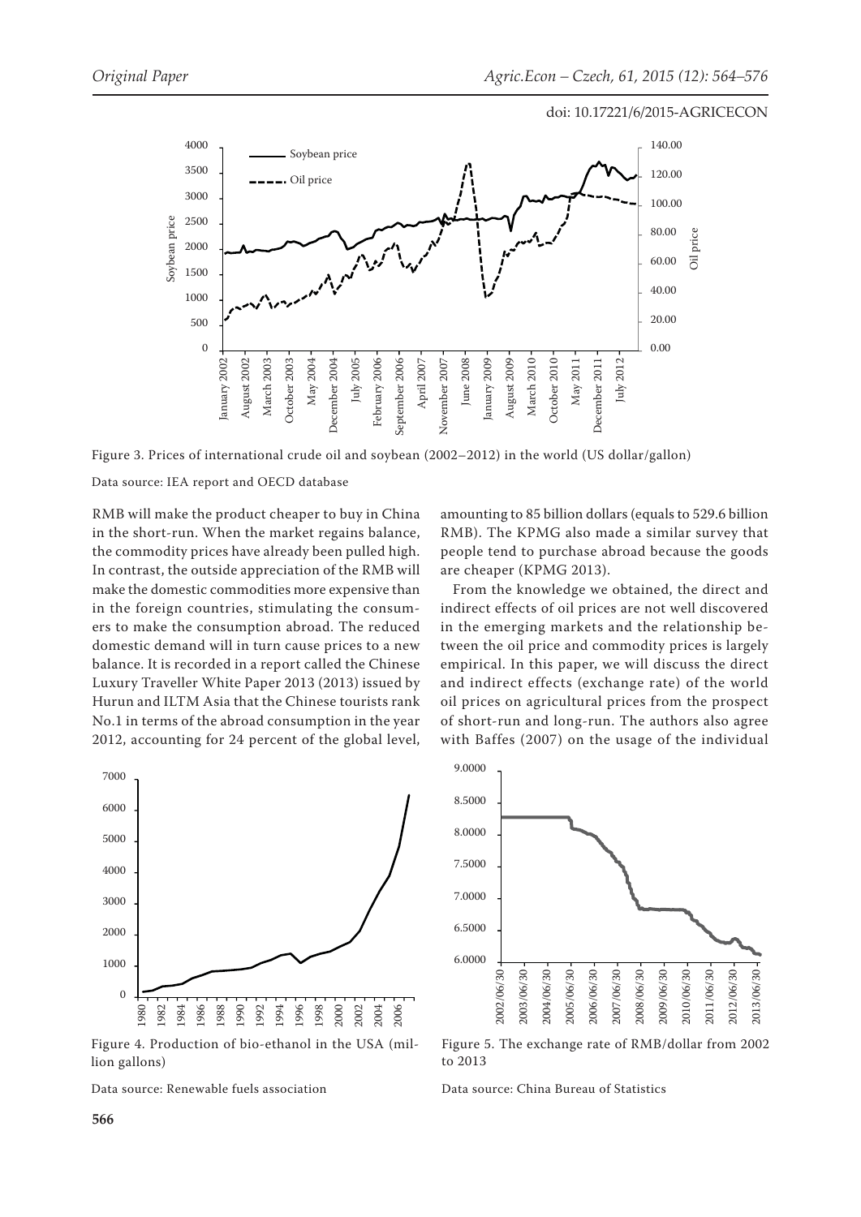Soybean price

Oil price

4000
3500
3000
2500
2000
1500
1000
500
0

Soybean price

140.00
120.00
100.00
80.00
60.00
40.00
20.00
0.00

Oil price

January 2002
August 2002
March 2003
October 2003
May 2004
December 2004
July 2005
February 2006
September 2006
April 2007
November 2007
June 2008
January 2009
August 2009
March 2010
October 2010
May 2011
December 2011
July 2012

Figure 3. Prices of international crude oil and soybean (2002–2012) in the world (US dollar/gallon)

Data source: IEA report and OECD database

RMB will make the product cheaper to buy in China in the short-run. When the market regains balance, the commodity prices have already been pulled high. In contrast, the outside appreciation of the RMB will make the domestic commodities more expensive than in the foreign countries, stimulating the consumers to make the consumption abroad. The reduced domestic demand will in turn cause prices to a new balance. It is recorded in a report called the Chinese Luxury Traveller White Paper 2013 (2013) issued by Hurun and ILTM Asia that the Chinese tourists rank No.1 in terms of the abroad consumption in the year 2012, accounting for 24 percent of the global level, amounting to 85 billion dollars (equals to 529.6 billion RMB). The KPMG also made a similar survey that people tend to purchase abroad because the goods are cheaper (KPMG 2013).

From the knowledge we obtained, the direct and indirect effects of oil prices are not well discovered in the emerging markets and the relationship between the oil price and commodity prices is largely empirical. In this paper, we will discuss the direct and indirect effects (exchange rate) of the world oil prices on agricultural prices from the prospect of short-run and long-run. The authors also agree with Baffes (2007) on the usage of the individual

7000
6000
5000
4000
3000
2000
1000
0

1980
1982
1984
1986
1988
1990
1992
1994
1996
1998
2000
2002
2004
2006

Figure 4. Production of bio-ethanol in the USA (million gallons)

Data source: Renewable fuels association

9.0000
8.5000
8.0000
7.5000
7.0000
6.5000
6.0000

2002/06/30
2003/06/30
2004/06/30
2005/06/30
2006/06/30
2007/06/30
2008/06/30
2009/06/30
2010/06/30
2011/06/30
2012/06/30
2013/06/30

Figure 5. The exchange rate of RMB/dollar from 2002 to 2013

Data source: China Bureau of Statistics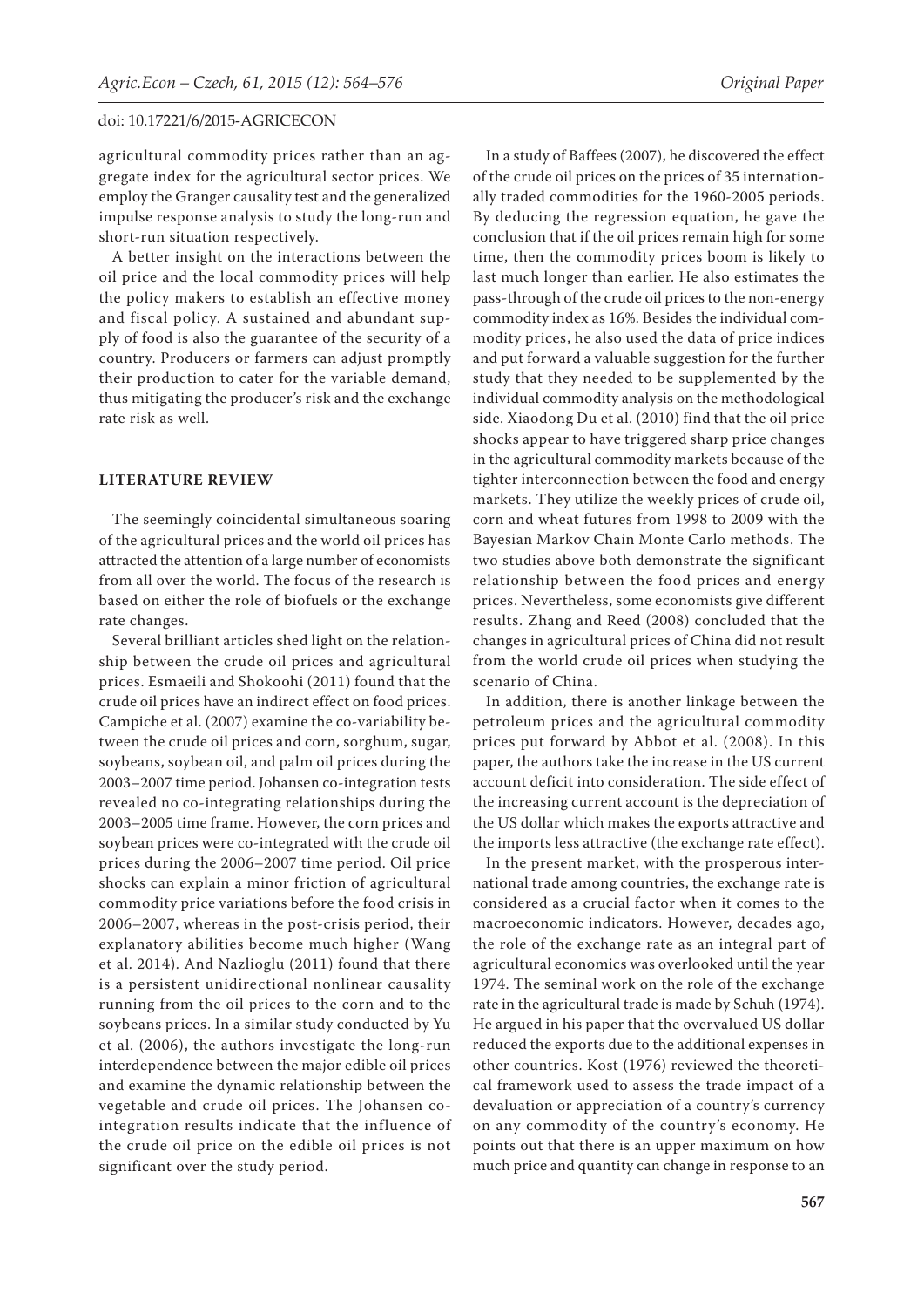agricultural commodity prices rather than an aggregate index for the agricultural sector prices. We employ the Granger causality test and the generalized impulse response analysis to study the long-run and short-run situation respectively.

A better insight on the interactions between the oil price and the local commodity prices will help the policy makers to establish an effective money and fiscal policy. A sustained and abundant supply of food is also the guarantee of the security of a country. Producers or farmers can adjust promptly their production to cater for the variable demand, thus mitigating the producer's risk and the exchange rate risk as well.

## LITERATURE REVIEW

The seemingly coincidental simultaneous soaring of the agricultural prices and the world oil prices has attracted the attention of a large number of economists from all over the world. The focus of the research is based on either the role of biofuels or the exchange rate changes.

Several brilliant articles shed light on the relationship between the crude oil prices and agricultural prices. Esmaeili and Shokoohi (2011) found that the crude oil prices have an indirect effect on food prices. Campiche et al. (2007) examine the co-variability between the crude oil prices and corn, sorghum, sugar, soybeans, soybean oil, and palm oil prices during the 2003–2007 time period. Johansen co-integration tests revealed no co-integrating relationships during the 2003–2005 time frame. However, the corn prices and soybean prices were co-integrated with the crude oil prices during the 2006–2007 time period. Oil price shocks can explain a minor friction of agricultural commodity price variations before the food crisis in 2006–2007, whereas in the post-crisis period, their explanatory abilities become much higher (Wang et al. 2014). And Nazlioglu (2011) found that there is a persistent unidirectional nonlinear causality running from the oil prices to the corn and to the soybeans prices. In a similar study conducted by Yu et al. (2006), the authors investigate the long-run interdependence between the major edible oil prices and examine the dynamic relationship between the vegetable and crude oil prices. The Johansen co-integration results indicate that the influence of the crude oil price on the edible oil prices is not significant over the study period.

In a study of Baffees (2007), he discovered the effect of the crude oil prices on the prices of 35 internationally traded commodities for the 1960-2005 periods. By deducing the regression equation, he gave the conclusion that if the oil prices remain high for some time, then the commodity prices boom is likely to last much longer than earlier. He also estimates the pass-through of the crude oil prices to the non-energy commodity index as 16%. Besides the individual commodity prices, he also used the data of price indices and put forward a valuable suggestion for the further study that they needed to be supplemented by the individual commodity analysis on the methodological side. Xiaodong Du et al. (2010) find that the oil price shocks appear to have triggered sharp price changes in the agricultural commodity markets because of the tighter interconnection between the food and energy markets. They utilize the weekly prices of crude oil, corn and wheat futures from 1998 to 2009 with the Bayesian Markov Chain Monte Carlo methods. The two studies above both demonstrate the significant relationship between the food prices and energy prices. Nevertheless, some economists give different results. Zhang and Reed (2008) concluded that the changes in agricultural prices of China did not result from the world crude oil prices when studying the scenario of China.

In addition, there is another linkage between the petroleum prices and the agricultural commodity prices put forward by Abbot et al. (2008). In this paper, the authors take the increase in the US current account deficit into consideration. The side effect of the increasing current account is the depreciation of the US dollar which makes the exports attractive and the imports less attractive (the exchange rate effect).

In the present market, with the prosperous international trade among countries, the exchange rate is considered as a crucial factor when it comes to the macroeconomic indicators. However, decades ago, the role of the exchange rate as an integral part of agricultural economics was overlooked until the year 1974. The seminal work on the role of the exchange rate in the agricultural trade is made by Schuh (1974). He argued in his paper that the overvalued US dollar reduced the exports due to the additional expenses in other countries. Kost (1976) reviewed the theoretical framework used to assess the trade impact of a devaluation or appreciation of a country's currency on any commodity of the country's economy. He points out that there is an upper maximum on how much price and quantity can change in response to an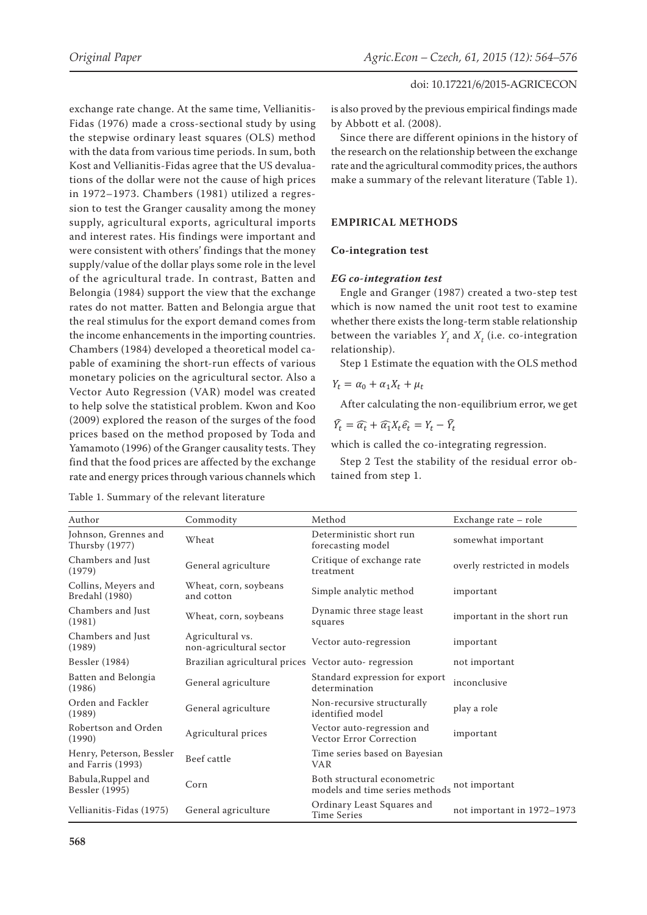exchange rate change. At the same time, Vellianitis-Fidas (1976) made a cross-sectional study by using the stepwise ordinary least squares (OLS) method with the data from various time periods. In sum, both Kost and Vellianitis-Fidas agree that the US devaluations of the dollar were not the cause of high prices in 1972–1973. Chambers (1981) utilized a regression to test the Granger causality among the money supply, agricultural exports, agricultural imports and interest rates. His findings were important and were consistent with others' findings that the money supply/value of the dollar plays some role in the level of the agricultural trade. In contrast, Batten and Belongia (1984) support the view that the exchange rates do not matter. Batten and Belongia argue that the real stimulus for the export demand comes from the income enhancements in the importing countries. Chambers (1984) developed a theoretical model capable of examining the short-run effects of various monetary policies on the agricultural sector. Also a Vector Auto Regression (VAR) model was created to help solve the statistical problem. Kwon and Koo (2009) explored the reason of the surges of the food prices based on the method proposed by Toda and Yamamoto (1996) of the Granger causality tests. They find that the food prices are affected by the exchange rate and energy prices through various channels which is also proved by the previous empirical findings made by Abbott et al. (2008).

Since there are different opinions in the history of the research on the relationship between the exchange rate and the agricultural commodity prices, the authors make a summary of the relevant literature (Table 1).

## EMPIRICAL METHODS

### Co-integration test

#### *EG co-integration test*

Engle and Granger (1987) created a two-step test which is now named the unit root test to examine whether there exists the long-term stable relationship between the variables $Y_t$ and $X_t$ (i.e. co-integration relationship).

Step 1 Estimate the equation with the OLS method

$$Y_t = \alpha_0 + \alpha_1 X_t + \mu_t$$

After calculating the non-equilibrium error, we get

$$\widehat{Y_t} = \widehat{\alpha_t} + \widehat{\alpha_1} X_t \widehat{e_t} = Y_t - \widehat{Y_t}$$

which is called the co-integrating regression.

Step 2 Test the stability of the residual error obtained from step 1.

Table 1. Summary of the relevant literature

| Author | Commodity | Method | Exchange rate – role |
|---|---|---|---|
| Johnson, Grennes and Thursby (1977) | Wheat | Deterministic short run forecasting model | somewhat important |
| Chambers and Just (1979) | General agriculture | Critique of exchange rate treatment | overly restricted in models |
| Collins, Meyers and Bredahl (1980) | Wheat, corn, soybeans and cotton | Simple analytic method | important |
| Chambers and Just (1981) | Wheat, corn, soybeans | Dynamic three stage least squares | important in the short run |
| Chambers and Just (1989) | Agricultural vs. non-agricultural sector | Vector auto-regression | important |
| Bessler (1984) | Brazilian agricultural prices | Vector auto- regression | not important |
| Batten and Belongia (1986) | General agriculture | Standard expression for export determination | inconclusive |
| Orden and Fackler (1989) | General agriculture | Non-recursive structurally identified model | play a role |
| Robertson and Orden (1990) | Agricultural prices | Vector auto-regression and Vector Error Correction | important |
| Henry, Peterson, Bessler and Farris (1993) | Beef cattle | Time series based on Bayesian VAR | |
| Babula,Ruppel and Bessler (1995) | Corn | Both structural econometric models and time series methods | not important |
| Vellianitis-Fidas (1975) | General agriculture | Ordinary Least Squares and Time Series | not important in 1972–1973 |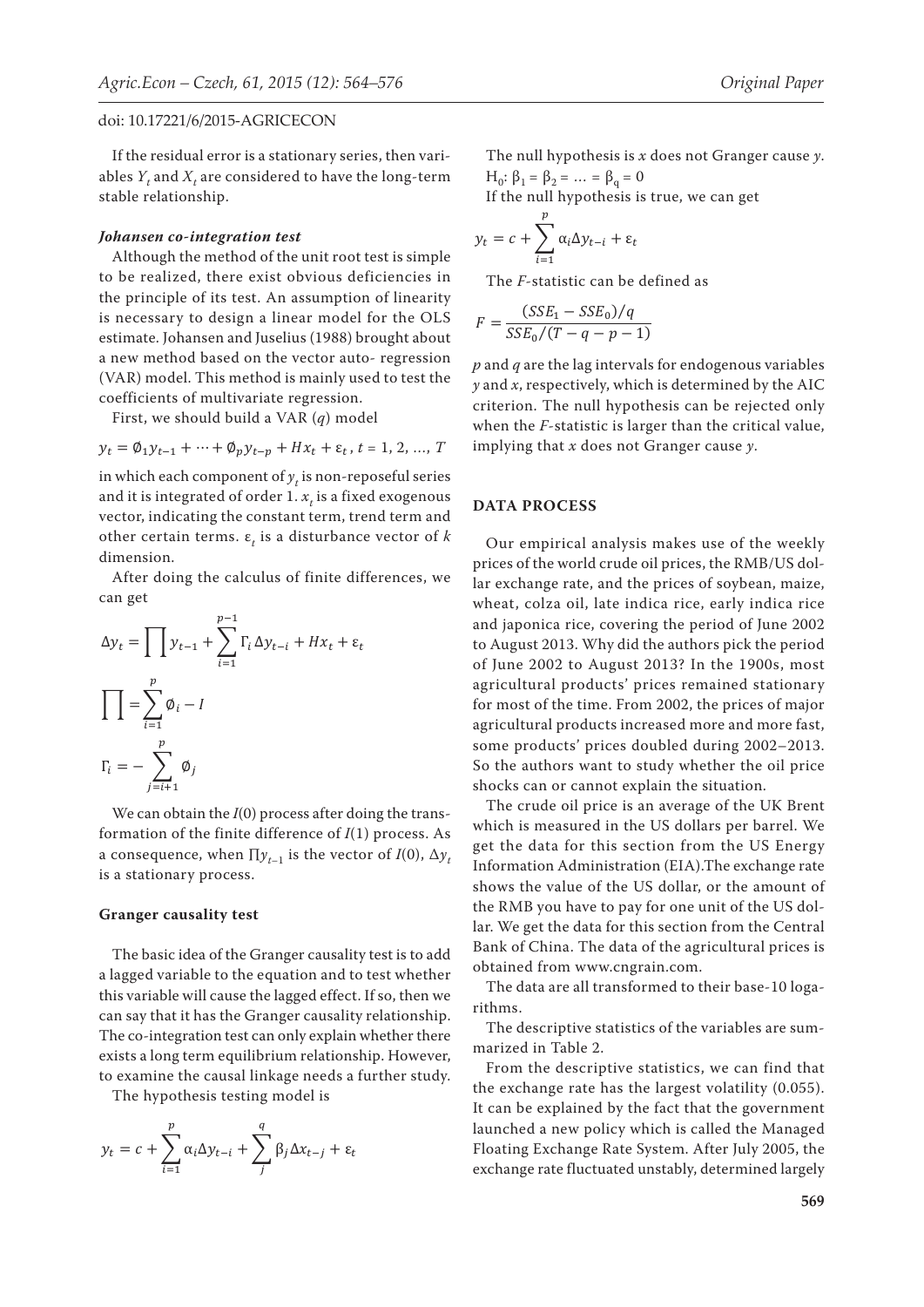If the residual error is a stationary series, then variables $Y_t$ and $X_t$ are considered to have the long-term stable relationship.

***Johansen co-integration test***

Although the method of the unit root test is simple to be realized, there exist obvious deficiencies in the principle of its test. An assumption of linearity is necessary to design a linear model for the OLS estimate. Johansen and Juselius (1988) brought about a new method based on the vector auto- regression (VAR) model. This method is mainly used to test the coefficients of multivariate regression.

First, we should build a VAR ($q$) model

$$y_t = \emptyset_1 y_{t-1} + \dots + \emptyset_p y_{t-p} + Hx_t + \varepsilon_t,\ t = 1, 2, \dots, T$$

in which each component of $y_t$ is non-reposeful series and it is integrated of order 1. $x_t$ is a fixed exogenous vector, indicating the constant term, trend term and other certain terms. $\varepsilon_t$ is a disturbance vector of $k$ dimension.

After doing the calculus of finite differences, we can get

$$\Delta y_t = \prod y_{t-1} + \sum_{i=1}^{p-1} \Gamma_i \Delta y_{t-i} + Hx_t + \varepsilon_t$$

$$\prod = \sum_{i=1}^{p} \emptyset_i - I$$

$$\Gamma_i = -\sum_{j=i+1}^{p} \emptyset_j$$

We can obtain the $I(0)$ process after doing the transformation of the finite difference of $I(1)$ process. As a consequence, when $\prod y_{t-1}$ is the vector of $I(0)$, $\Delta y_t$ is a stationary process.

**Granger causality test**

The basic idea of the Granger causality test is to add a lagged variable to the equation and to test whether this variable will cause the lagged effect. If so, then we can say that it has the Granger causality relationship. The co-integration test can only explain whether there exists a long term equilibrium relationship. However, to examine the causal linkage needs a further study.

The hypothesis testing model is

$$y_t = c + \sum_{i=1}^{p} \alpha_i \Delta y_{t-i} + \sum_{j}^{q} \beta_j \Delta x_{t-j} + \varepsilon_t$$

The null hypothesis is $x$ does not Granger cause $y$.

$H_0$: $\beta_1 = \beta_2 = \dots = \beta_q = 0$

If the null hypothesis is true, we can get

$$y_t = c + \sum_{i=1}^{p} \alpha_i \Delta y_{t-i} + \varepsilon_t$$

The $F$-statistic can be defined as

$$F = \frac{(SSE_1 - SSE_0)/q}{SSE_0/(T - q - p - 1)}$$

$p$ and $q$ are the lag intervals for endogenous variables $y$ and $x$, respectively, which is determined by the AIC criterion. The null hypothesis can be rejected only when the $F$-statistic is larger than the critical value, implying that $x$ does not Granger cause $y$.

## DATA PROCESS

Our empirical analysis makes use of the weekly prices of the world crude oil prices, the RMB/US dollar exchange rate, and the prices of soybean, maize, wheat, colza oil, late indica rice, early indica rice and japonica rice, covering the period of June 2002 to August 2013. Why did the authors pick the period of June 2002 to August 2013? In the 1900s, most agricultural products' prices remained stationary for most of the time. From 2002, the prices of major agricultural products increased more and more fast, some products' prices doubled during 2002–2013. So the authors want to study whether the oil price shocks can or cannot explain the situation.

The crude oil price is an average of the UK Brent which is measured in the US dollars per barrel. We get the data for this section from the US Energy Information Administration (EIA).The exchange rate shows the value of the US dollar, or the amount of the RMB you have to pay for one unit of the US dollar. We get the data for this section from the Central Bank of China. The data of the agricultural prices is obtained from www.cngrain.com.

The data are all transformed to their base-10 logarithms.

The descriptive statistics of the variables are summarized in Table 2.

From the descriptive statistics, we can find that the exchange rate has the largest volatility (0.055). It can be explained by the fact that the government launched a new policy which is called the Managed Floating Exchange Rate System. After July 2005, the exchange rate fluctuated unstably, determined largely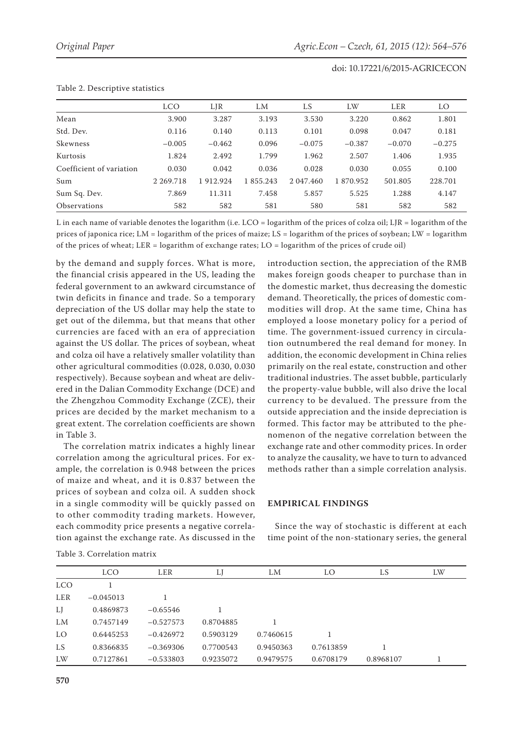Table 2. Descriptive statistics

| | LCO | LJR | LM | LS | LW | LER | LO |
|---|---|---|---|---|---|---|---|
| Mean | 3.900 | 3.287 | 3.193 | 3.530 | 3.220 | 0.862 | 1.801 |
| Std. Dev. | 0.116 | 0.140 | 0.113 | 0.101 | 0.098 | 0.047 | 0.181 |
| Skewness | −0.005 | −0.462 | 0.096 | −0.075 | −0.387 | −0.070 | −0.275 |
| Kurtosis | 1.824 | 2.492 | 1.799 | 1.962 | 2.507 | 1.406 | 1.935 |
| Coefficient of variation | 0.030 | 0.042 | 0.036 | 0.028 | 0.030 | 0.055 | 0.100 |
| Sum | 2 269.718 | 1 912.924 | 1 855.243 | 2 047.460 | 1 870.952 | 501.805 | 228.701 |
| Sum Sq. Dev. | 7.869 | 11.311 | 7.458 | 5.857 | 5.525 | 1.288 | 4.147 |
| Observations | 582 | 582 | 581 | 580 | 581 | 582 | 582 |

L in each name of variable denotes the logarithm (i.e. LCO = logarithm of the prices of colza oil; LJR = logarithm of the prices of japonica rice; LM = logarithm of the prices of maize; LS = logarithm of the prices of soybean; LW = logarithm of the prices of wheat; LER = logarithm of exchange rates; LO = logarithm of the prices of crude oil)

by the demand and supply forces. What is more, the financial crisis appeared in the US, leading the federal government to an awkward circumstance of twin deficits in finance and trade. So a temporary depreciation of the US dollar may help the state to get out of the dilemma, but that means that other currencies are faced with an era of appreciation against the US dollar. The prices of soybean, wheat and colza oil have a relatively smaller volatility than other agricultural commodities (0.028, 0.030, 0.030 respectively). Because soybean and wheat are delivered in the Dalian Commodity Exchange (DCE) and the Zhengzhou Commodity Exchange (ZCE), their prices are decided by the market mechanism to a great extent. The correlation coefficients are shown in Table 3.

The correlation matrix indicates a highly linear correlation among the agricultural prices. For example, the correlation is 0.948 between the prices of maize and wheat, and it is 0.837 between the prices of soybean and colza oil. A sudden shock in a single commodity will be quickly passed on to other commodity trading markets. However, each commodity price presents a negative correlation against the exchange rate. As discussed in the introduction section, the appreciation of the RMB makes foreign goods cheaper to purchase than in the domestic market, thus decreasing the domestic demand. Theoretically, the prices of domestic commodities will drop. At the same time, China has employed a loose monetary policy for a period of time. The government-issued currency in circulation outnumbered the real demand for money. In addition, the economic development in China relies primarily on the real estate, construction and other traditional industries. The asset bubble, particularly the property-value bubble, will also drive the local currency to be devalued. The pressure from the outside appreciation and the inside depreciation is formed. This factor may be attributed to the phenomenon of the negative correlation between the exchange rate and other commodity prices. In order to analyze the causality, we have to turn to advanced methods rather than a simple correlation analysis.

## EMPIRICAL FINDINGS

Since the way of stochastic is different at each time point of the non-stationary series, the general

Table 3. Correlation matrix

| | LCO | LER | LJ | LM | LO | LS | LW |
|---|---|---|---|---|---|---|---|
| LCO | 1 | | | | | | |
| LER | −0.045013 | 1 | | | | | |
| LJ | 0.4869873 | −0.65546 | 1 | | | | |
| LM | 0.7457149 | −0.527573 | 0.8704885 | 1 | | | |
| LO | 0.6445253 | −0.426972 | 0.5903129 | 0.7460615 | 1 | | |
| LS | 0.8366835 | −0.369306 | 0.7700543 | 0.9450363 | 0.7613859 | 1 | |
| LW | 0.7127861 | −0.533803 | 0.9235072 | 0.9479575 | 0.6708179 | 0.8968107 | 1 |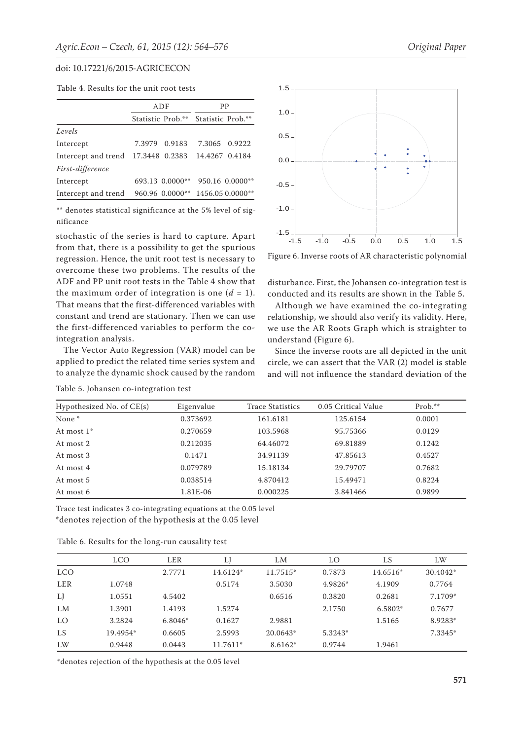doi: 10.17221/6/2015-AGRICECON

Table 4. Results for the unit root tests

| | ADF | | PP | |
|---|---|---|---|---|
| | Statistic | Prob.** | Statistic | Prob.** |
| *Levels* | | | | |
| Intercept | 7.3979 | 0.9183 | 7.3065 | 0.9222 |
| Intercept and trend | 17.3448 | 0.2383 | 14.4267 | 0.4184 |
| *First-difference* | | | | |
| Intercept | 693.13 | 0.0000** | 950.16 | 0.0000** |
| Intercept and trend | 960.96 | 0.0000** | 1456.05 | 0.0000** |

** denotes statistical significance at the 5% level of significance

stochastic of the series is hard to capture. Apart from that, there is a possibility to get the spurious regression. Hence, the unit root test is necessary to overcome these two problems. The results of the ADF and PP unit root tests in the Table 4 show that the maximum order of integration is one ($d$ = 1). That means that the first-differenced variables with constant and trend are stationary. Then we can use the first-differenced variables to perform the co-integration analysis.

The Vector Auto Regression (VAR) model can be applied to predict the related time series system and to analyze the dynamic shock caused by the random disturbance. First, the Johansen co-integration test is conducted and its results are shown in the Table 5.

1.5
1.0
0.5
0.0
-0.5
-1.0
-1.5
-1.5 -1.0 -0.5 0.0 0.5 1.0 1.5

Figure 6. Inverse roots of AR characteristic polynomial

Although we have examined the co-integrating relationship, we should also verify its validity. Here, we use the AR Roots Graph which is straighter to understand (Figure 6).

Since the inverse roots are all depicted in the unit circle, we can assert that the VAR (2) model is stable and will not influence the standard deviation of the

Table 5. Johansen co-integration test

| Hypothesized No. of CE(s) | Eigenvalue | Trace Statistics | 0.05 Critical Value | Prob.** |
|---|---|---|---|---|
| None * | 0.373692 | 161.6181 | 125.6154 | 0.0001 |
| At most 1* | 0.270659 | 103.5968 | 95.75366 | 0.0129 |
| At most 2 | 0.212035 | 64.46072 | 69.81889 | 0.1242 |
| At most 3 | 0.1471 | 34.91139 | 47.85613 | 0.4527 |
| At most 4 | 0.079789 | 15.18134 | 29.79707 | 0.7682 |
| At most 5 | 0.038514 | 4.870412 | 15.49471 | 0.8224 |
| At most 6 | 1.81E-06 | 0.000225 | 3.841466 | 0.9899 |

Trace test indicates 3 co-integrating equations at the 0.05 level
*denotes rejection of the hypothesis at the 0.05 level

Table 6. Results for the long-run causality test

| | LCO | LER | LJ | LM | LO | LS | LW |
|---|---|---|---|---|---|---|---|
| LCO | | 2.7771 | 14.6124* | 11.7515* | 0.7873 | 14.6516* | 30.4042* |
| LER | 1.0748 | | 0.5174 | 3.5030 | 4.9826* | 4.1909 | 0.7764 |
| LJ | 1.0551 | 4.5402 | | 0.6516 | 0.3820 | 0.2681 | 7.1709* |
| LM | 1.3901 | 1.4193 | 1.5274 | | 2.1750 | 6.5802* | 0.7677 |
| LO | 3.2824 | 6.8046* | 0.1627 | 2.9881 | | 1.5165 | 8.9283* |
| LS | 19.4954* | 0.6605 | 2.5993 | 20.0643* | 5.3243* | | 7.3345* |
| LW | 0.9448 | 0.0443 | 11.7611* | 8.6162* | 0.9744 | 1.9461 | |

*denotes rejection of the hypothesis at the 0.05 level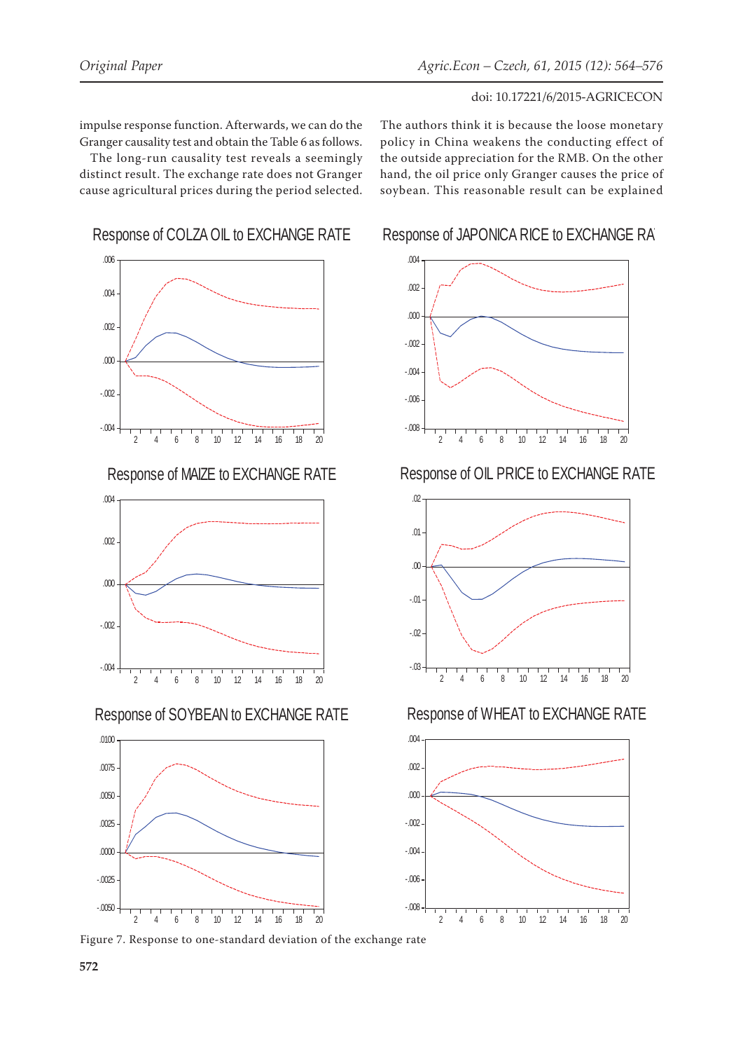impulse response function. Afterwards, we can do the Granger causality test and obtain the Table 6 as follows.

The long-run causality test reveals a seemingly distinct result. The exchange rate does not Granger cause agricultural prices during the period selected. The authors think it is because the loose monetary policy in China weakens the conducting effect of the outside appreciation for the RMB. On the other hand, the oil price only Granger causes the price of soybean. This reasonable result can be explained

Figure 7. Response to one-standard deviation of the exchange rate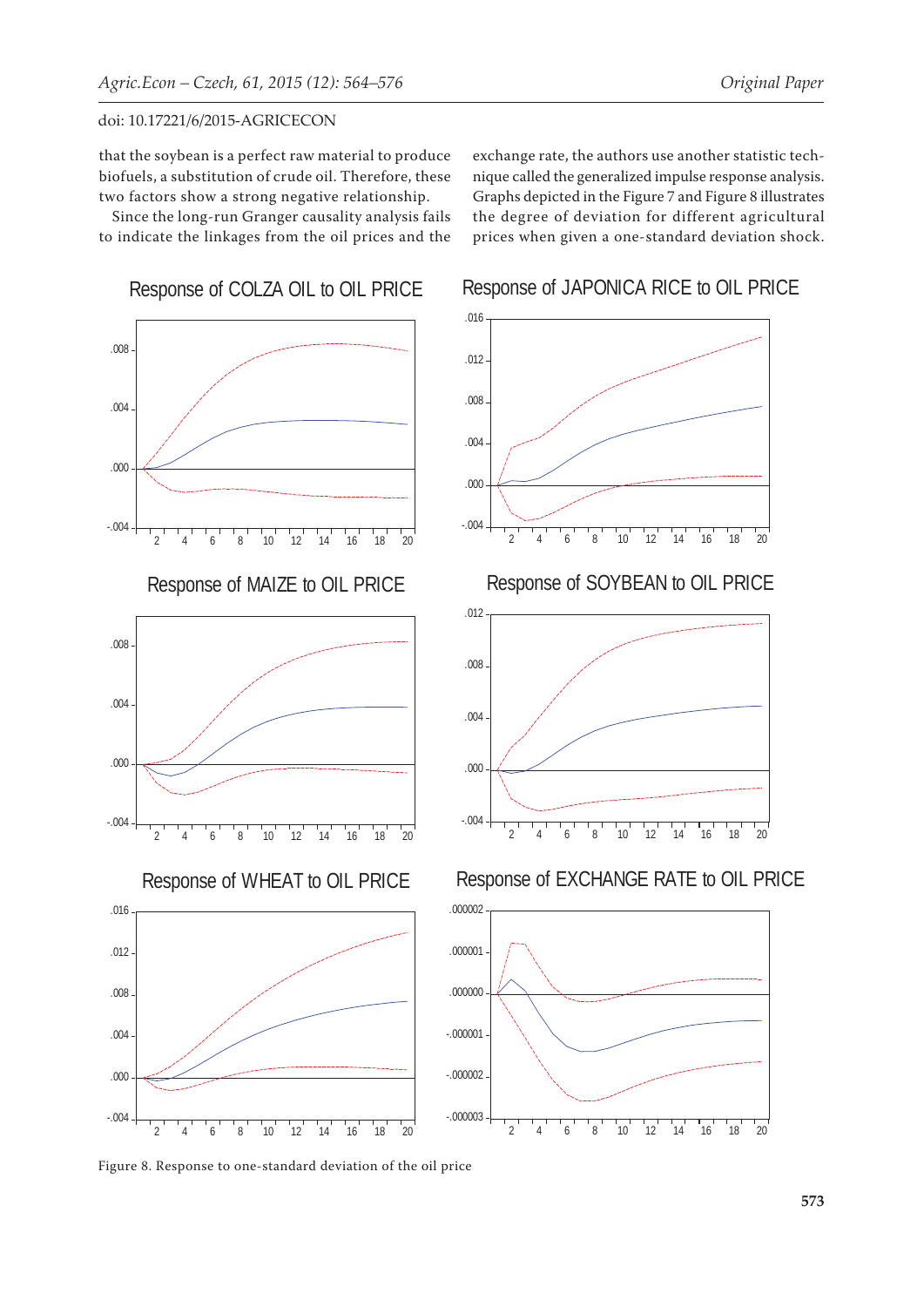that the soybean is a perfect raw material to produce biofuels, a substitution of crude oil. Therefore, these two factors show a strong negative relationship.

Since the long-run Granger causality analysis fails to indicate the linkages from the oil prices and the exchange rate, the authors use another statistic technique called the generalized impulse response analysis. Graphs depicted in the Figure 7 and Figure 8 illustrates the degree of deviation for different agricultural prices when given a one-standard deviation shock.

Response of COLZA OIL to OIL PRICE

.008
.004
.000
-.004
2 4 6 8 10 12 14 16 18 20

Response of JAPONICA RICE to OIL PRICE

.016
.012
.008
.004
.000
-.004
2 4 6 8 10 12 14 16 18 20

Response of MAIZE to OIL PRICE

.008
.004
.000
-.004
2 4 6 8 10 12 14 16 18 20

Response of SOYBEAN to OIL PRICE

.012
.008
.004
.000
-.004
2 4 6 8 10 12 14 16 18 20

Response of WHEAT to OIL PRICE

.016
.012
.008
.004
.000
-.004
2 4 6 8 10 12 14 16 18 20

Response of EXCHANGE RATE to OIL PRICE

.000002
.000001
.000000
-.000001
-.000002
-.000003
2 4 6 8 10 12 14 16 18 20

Figure 8. Response to one-standard deviation of the oil price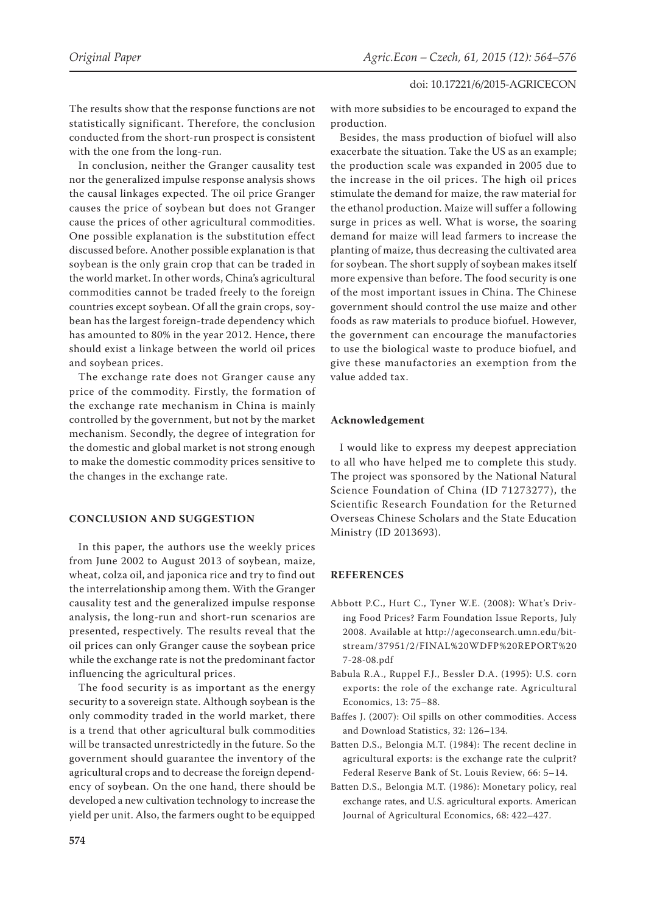The results show that the response functions are not statistically significant. Therefore, the conclusion conducted from the short-run prospect is consistent with the one from the long-run.

In conclusion, neither the Granger causality test nor the generalized impulse response analysis shows the causal linkages expected. The oil price Granger causes the price of soybean but does not Granger cause the prices of other agricultural commodities. One possible explanation is the substitution effect discussed before. Another possible explanation is that soybean is the only grain crop that can be traded in the world market. In other words, China's agricultural commodities cannot be traded freely to the foreign countries except soybean. Of all the grain crops, soybean has the largest foreign-trade dependency which has amounted to 80% in the year 2012. Hence, there should exist a linkage between the world oil prices and soybean prices.

The exchange rate does not Granger cause any price of the commodity. Firstly, the formation of the exchange rate mechanism in China is mainly controlled by the government, but not by the market mechanism. Secondly, the degree of integration for the domestic and global market is not strong enough to make the domestic commodity prices sensitive to the changes in the exchange rate.

## CONCLUSION AND SUGGESTION

In this paper, the authors use the weekly prices from June 2002 to August 2013 of soybean, maize, wheat, colza oil, and japonica rice and try to find out the interrelationship among them. With the Granger causality test and the generalized impulse response analysis, the long-run and short-run scenarios are presented, respectively. The results reveal that the oil prices can only Granger cause the soybean price while the exchange rate is not the predominant factor influencing the agricultural prices.

The food security is as important as the energy security to a sovereign state. Although soybean is the only commodity traded in the world market, there is a trend that other agricultural bulk commodities will be transacted unrestrictedly in the future. So the government should guarantee the inventory of the agricultural crops and to decrease the foreign dependency of soybean. On the one hand, there should be developed a new cultivation technology to increase the yield per unit. Also, the farmers ought to be equipped with more subsidies to be encouraged to expand the production.

Besides, the mass production of biofuel will also exacerbate the situation. Take the US as an example; the production scale was expanded in 2005 due to the increase in the oil prices. The high oil prices stimulate the demand for maize, the raw material for the ethanol production. Maize will suffer a following surge in prices as well. What is worse, the soaring demand for maize will lead farmers to increase the planting of maize, thus decreasing the cultivated area for soybean. The short supply of soybean makes itself more expensive than before. The food security is one of the most important issues in China. The Chinese government should control the use maize and other foods as raw materials to produce biofuel. However, the government can encourage the manufactories to use the biological waste to produce biofuel, and give these manufactories an exemption from the value added tax.

### Acknowledgement

I would like to express my deepest appreciation to all who have helped me to complete this study. The project was sponsored by the National Natural Science Foundation of China (ID 71273277), the Scientific Research Foundation for the Returned Overseas Chinese Scholars and the State Education Ministry (ID 2013693).

## REFERENCES

Abbott P.C., Hurt C., Tyner W.E. (2008): What's Driving Food Prices? Farm Foundation Issue Reports, July 2008. Available at http://ageconsearch.umn.edu/bitstream/37951/2/FINAL%20WDFP%20REPORT%207-28-08.pdf

Babula R.A., Ruppel F.J., Bessler D.A. (1995): U.S. corn exports: the role of the exchange rate. Agricultural Economics, 13: 75–88.

Baffes J. (2007): Oil spills on other commodities. Access and Download Statistics, 32: 126–134.

Batten D.S., Belongia M.T. (1984): The recent decline in agricultural exports: is the exchange rate the culprit? Federal Reserve Bank of St. Louis Review, 66: 5–14.

Batten D.S., Belongia M.T. (1986): Monetary policy, real exchange rates, and U.S. agricultural exports. American Journal of Agricultural Economics, 68: 422–427.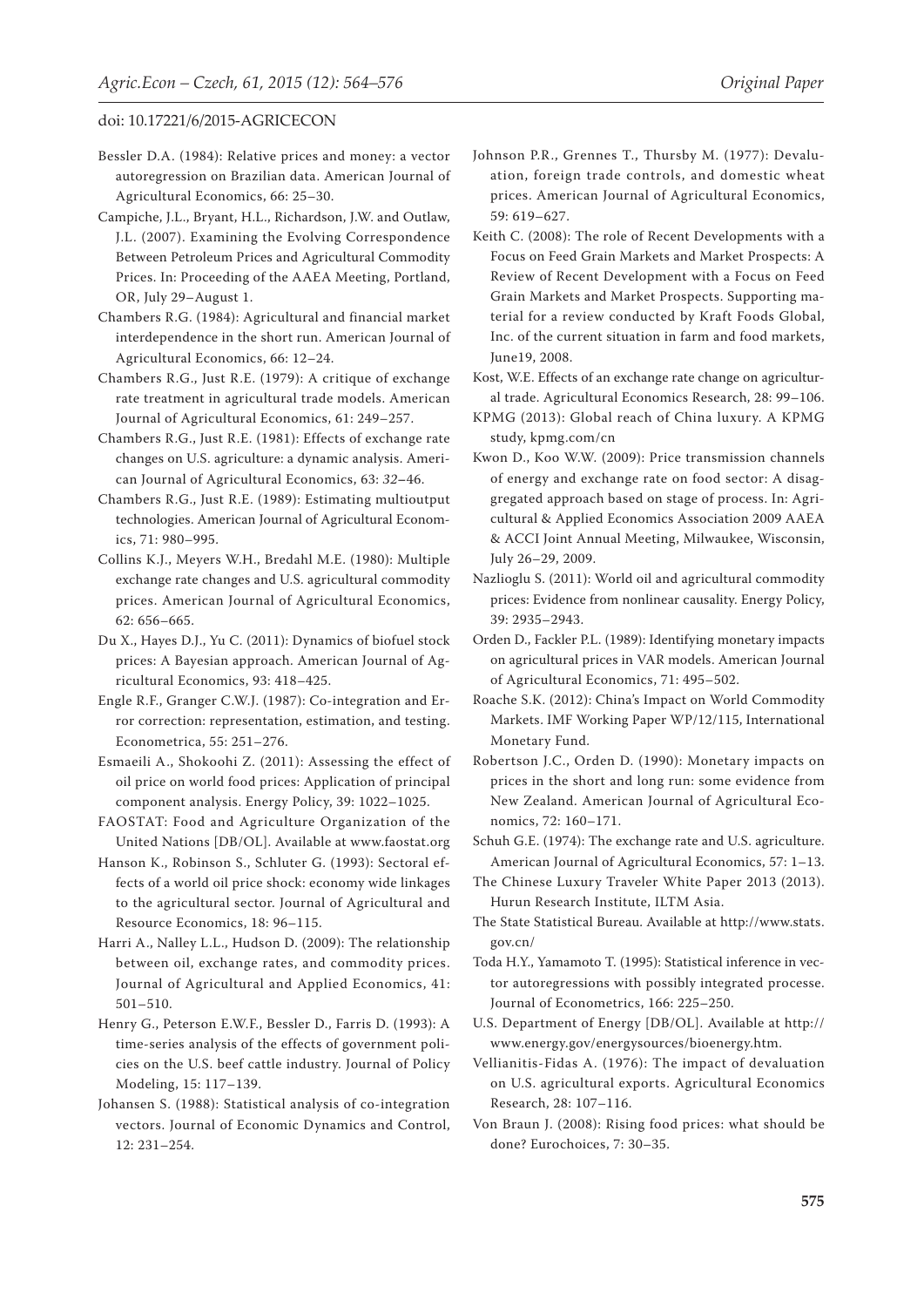Bessler D.A. (1984): Relative prices and money: a vector autoregression on Brazilian data. American Journal of Agricultural Economics, 66: 25–30.

Campiche, J.L., Bryant, H.L., Richardson, J.W. and Outlaw, J.L. (2007). Examining the Evolving Correspondence Between Petroleum Prices and Agricultural Commodity Prices. In: Proceeding of the AAEA Meeting, Portland, OR, July 29–August 1.

Chambers R.G. (1984): Agricultural and financial market interdependence in the short run. American Journal of Agricultural Economics, 66: 12–24.

Chambers R.G., Just R.E. (1979): A critique of exchange rate treatment in agricultural trade models. American Journal of Agricultural Economics, 61: 249–257.

Chambers R.G., Just R.E. (1981): Effects of exchange rate changes on U.S. agriculture: a dynamic analysis. American Journal of Agricultural Economics, 63: *32*–46.

Chambers R.G., Just R.E. (1989): Estimating multioutput technologies. American Journal of Agricultural Economics, 71: 980–995.

Collins K.J., Meyers W.H., Bredahl M.E. (1980): Multiple exchange rate changes and U.S. agricultural commodity prices. American Journal of Agricultural Economics, 62: 656–665.

Du X., Hayes D.J., Yu C. (2011): Dynamics of biofuel stock prices: A Bayesian approach. American Journal of Agricultural Economics, 93: 418–425.

Engle R.F., Granger C.W.J. (1987): Co-integration and Error correction: representation, estimation, and testing. Econometrica, 55: 251–276.

Esmaeili A., Shokoohi Z. (2011): Assessing the effect of oil price on world food prices: Application of principal component analysis. Energy Policy, 39: 1022–1025.

FAOSTAT: Food and Agriculture Organization of the United Nations [DB/OL]. Available at www.faostat.org

Hanson K., Robinson S., Schluter G. (1993): Sectoral effects of a world oil price shock: economy wide linkages to the agricultural sector. Journal of Agricultural and Resource Economics, 18: 96–115.

Harri A., Nalley L.L., Hudson D. (2009): The relationship between oil, exchange rates, and commodity prices. Journal of Agricultural and Applied Economics, 41: 501–510.

Henry G., Peterson E.W.F., Bessler D., Farris D. (1993): A time-series analysis of the effects of government policies on the U.S. beef cattle industry. Journal of Policy Modeling, 15: 117–139.

Johansen S. (1988): Statistical analysis of co-integration vectors. Journal of Economic Dynamics and Control, 12: 231–254.

Johnson P.R., Grennes T., Thursby M. (1977): Devaluation, foreign trade controls, and domestic wheat prices. American Journal of Agricultural Economics, 59: 619–627.

Keith C. (2008): The role of Recent Developments with a Focus on Feed Grain Markets and Market Prospects: A Review of Recent Development with a Focus on Feed Grain Markets and Market Prospects. Supporting material for a review conducted by Kraft Foods Global, Inc. of the current situation in farm and food markets, June19, 2008.

Kost, W.E. Effects of an exchange rate change on agricultural trade. Agricultural Economics Research, 28: 99–106.

KPMG (2013): Global reach of China luxury. A KPMG study, kpmg.com/cn

Kwon D., Koo W.W. (2009): Price transmission channels of energy and exchange rate on food sector: A disaggregated approach based on stage of process. In: Agricultural & Applied Economics Association 2009 AAEA & ACCI Joint Annual Meeting, Milwaukee, Wisconsin, July 26–29, 2009.

Nazlioglu S. (2011): World oil and agricultural commodity prices: Evidence from nonlinear causality. Energy Policy, 39: 2935–2943.

Orden D., Fackler P.L. (1989): Identifying monetary impacts on agricultural prices in VAR models. American Journal of Agricultural Economics, 71: 495–502.

Roache S.K. (2012): China's Impact on World Commodity Markets. IMF Working Paper WP/12/115, International Monetary Fund.

Robertson J.C., Orden D. (1990): Monetary impacts on prices in the short and long run: some evidence from New Zealand. American Journal of Agricultural Economics, 72: 160–171.

Schuh G.E. (1974): The exchange rate and U.S. agriculture. American Journal of Agricultural Economics, 57: 1–13.

The Chinese Luxury Traveler White Paper 2013 (2013). Hurun Research Institute, ILTM Asia.

The State Statistical Bureau. Available at http://www.stats.gov.cn/

Toda H.Y., Yamamoto T. (1995): Statistical inference in vector autoregressions with possibly integrated processe. Journal of Econometrics, 166: 225–250.

U.S. Department of Energy [DB/OL]. Available at http://www.energy.gov/energysources/bioenergy.htm.

Vellianitis-Fidas A. (1976): The impact of devaluation on U.S. agricultural exports. Agricultural Economics Research, 28: 107–116.

Von Braun J. (2008): Rising food prices: what should be done? Eurochoices, 7: 30–35.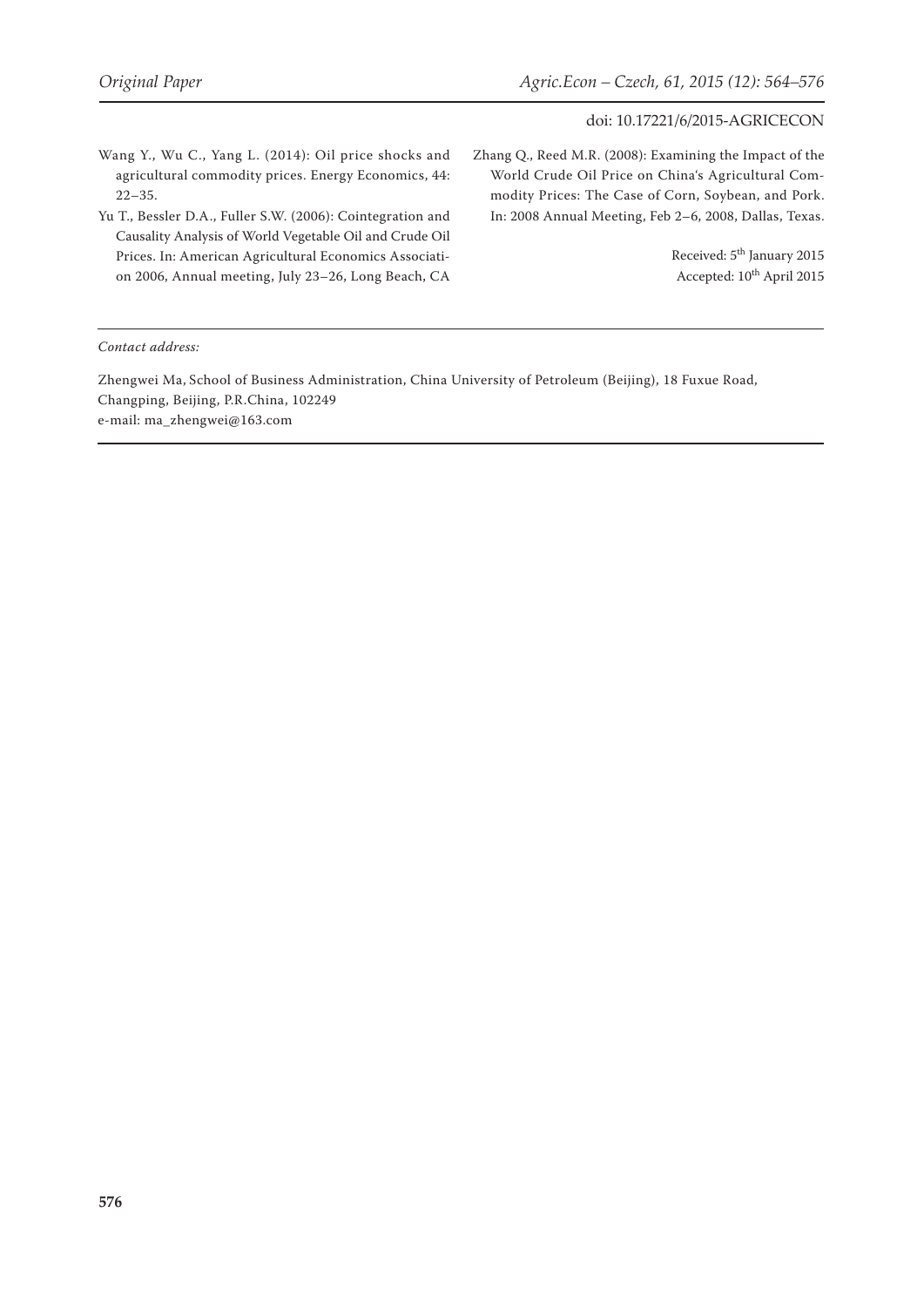Wang Y., Wu C., Yang L. (2014): Oil price shocks and agricultural commodity prices. Energy Economics, 44: 22–35.

Yu T., Bessler D.A., Fuller S.W. (2006): Cointegration and Causality Analysis of World Vegetable Oil and Crude Oil Prices. In: American Agricultural Economics Association 2006, Annual meeting, July 23–26, Long Beach, CA

Zhang Q., Reed M.R. (2008): Examining the Impact of the World Crude Oil Price on China's Agricultural Commodity Prices: The Case of Corn, Soybean, and Pork. In: 2008 Annual Meeting, Feb 2–6, 2008, Dallas, Texas.

Received: 5th January 2015
Accepted: 10th April 2015

*Contact address:*

Zhengwei Ma, School of Business Administration, China University of Petroleum (Beijing), 18 Fuxue Road, Changping, Beijing, P.R.China, 102249
e-mail: ma_zhengwei@163.com